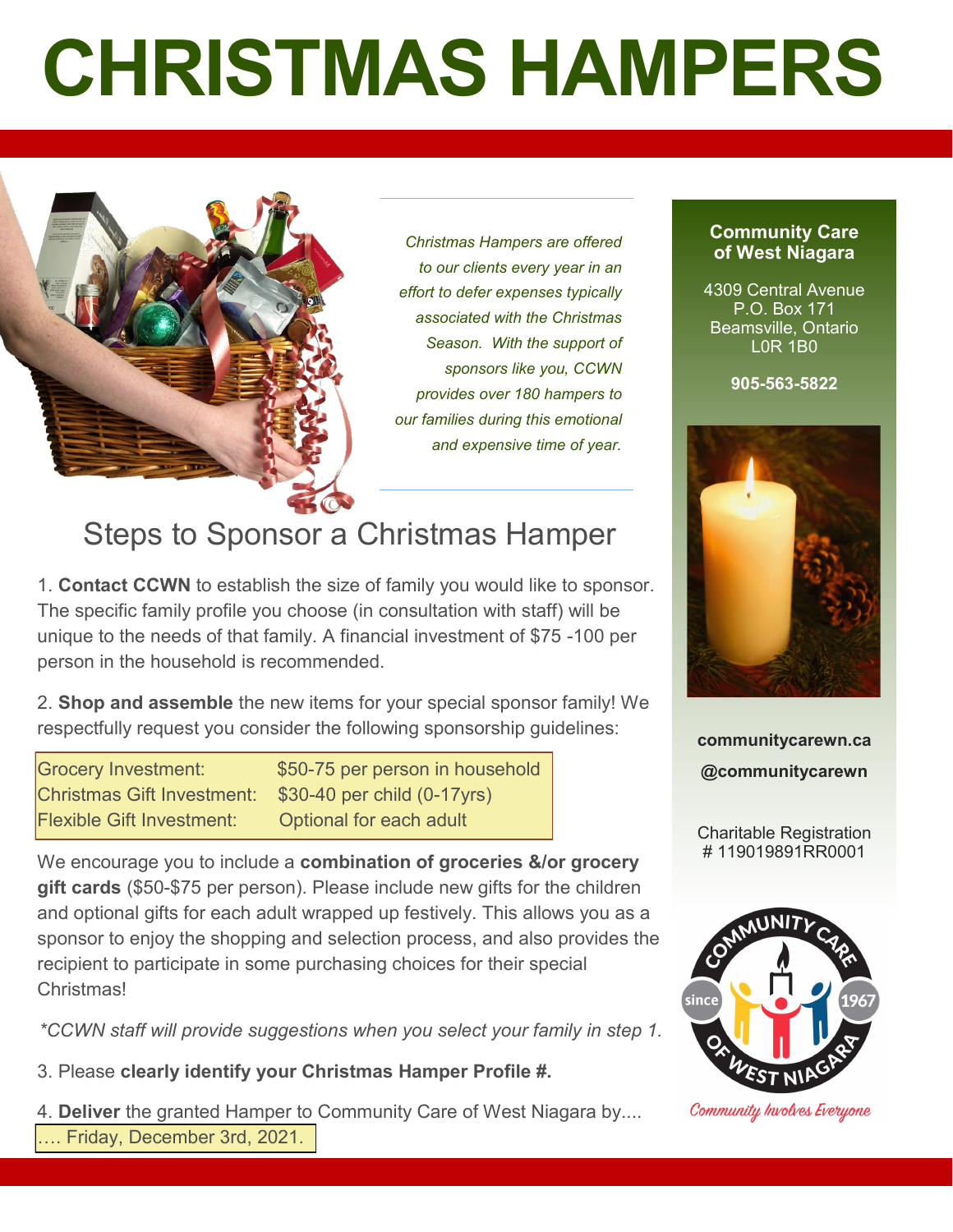# CHRISTMAS HAMPERS

*Christmas Hampers are offered to our clients every year in an effort to defer expenses typically associated with the Christmas Season. With the support of sponsors like you, CCWN provides over 180 hampers to our families during this emotional and expensive time of year.*

## Steps to Sponsor a Christmas Hamper

1. **Contact CCWN** to establish the size of family you would like to sponsor. The specific family profile you choose (in consultation with staff) will be unique to the needs of that family. A financial investment of $75 -100 per person in the household is recommended.

2. **Shop and assemble** the new items for your special sponsor family! We respectfully request you consider the following sponsorship guidelines:

| | |
|---|---|
| Grocery Investment: | $50-75 per person in household |
| Christmas Gift Investment: | $30-40 per child (0-17yrs) |
| Flexible Gift Investment: | Optional for each adult |

We encourage you to include a **combination of groceries &/or grocery gift cards** ($50-$75 per person). Please include new gifts for the children and optional gifts for each adult wrapped up festively. This allows you as a sponsor to enjoy the shopping and selection process, and also provides the recipient to participate in some purchasing choices for their special Christmas!

*\*CCWN staff will provide suggestions when you select your family in step 1.*

3. Please **clearly identify your Christmas Hamper Profile #.**

4. **Deliver** the granted Hamper to Community Care of West Niagara by....

.... Friday, December 3rd, 2021.

**Community Care of West Niagara**

4309 Central Avenue
P.O. Box 171
Beamsville, Ontario
L0R 1B0

**905-563-5822**

**communitycarewn.ca**

**@communitycarewn**

Charitable Registration
# 119019891RR0001

Community Care of West Niagara since 1967

*Community Involves Everyone*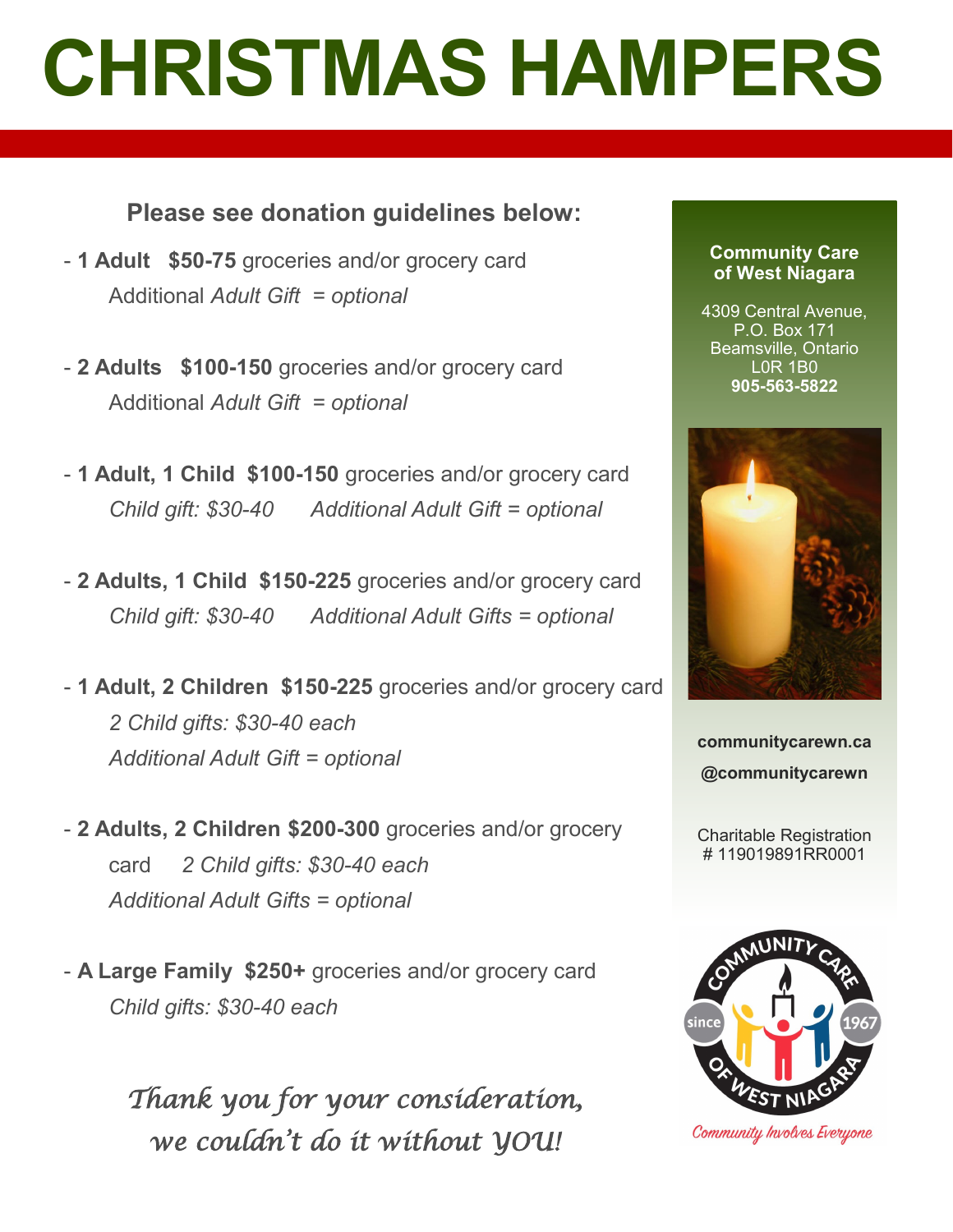# CHRISTMAS HAMPERS

**Please see donation guidelines below:**

- **1 Adult $50-75** groceries and/or grocery card
  Additional *Adult Gift = optional*

- **2 Adults $100-150** groceries and/or grocery card
  Additional *Adult Gift = optional*

- **1 Adult, 1 Child $100-150** groceries and/or grocery card
  *Child gift: $30-40 Additional Adult Gift = optional*

- **2 Adults, 1 Child $150-225** groceries and/or grocery card
  *Child gift: $30-40 Additional Adult Gifts = optional*

- **1 Adult, 2 Children $150-225** groceries and/or grocery card
  *2 Child gifts: $30-40 each*
  *Additional Adult Gift = optional*

- **2 Adults, 2 Children $200-300** groceries and/or grocery card *2 Child gifts: $30-40 each*
  *Additional Adult Gifts = optional*

- **A Large Family $250+** groceries and/or grocery card
  *Child gifts: $30-40 each*

*Thank you for your consideration, we couldn't do it without YOU!*

**Community Care of West Niagara**

4309 Central Avenue,
P.O. Box 171
Beamsville, Ontario
L0R 1B0
**905-563-5822**

**communitycarewn.ca**

**@communitycarewn**

Charitable Registration # 119019891RR0001

COMMUNITY CARE OF WEST NIAGARA since 1967

*Community Involves Everyone*